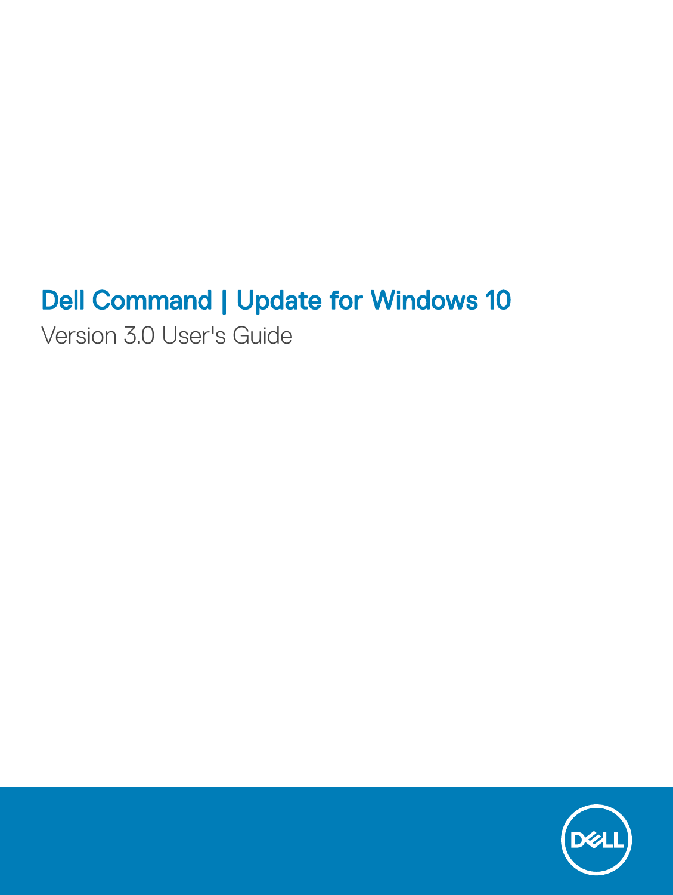# Dell Command | Update for Windows 10

Version 3.0 User's Guide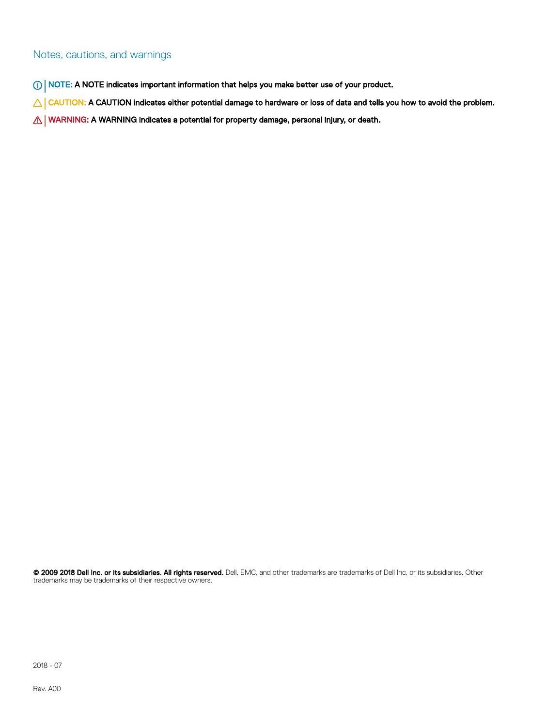## Notes, cautions, and warnings

**NOTE: A NOTE indicates important information that helps you make better use of your product.**

**CAUTION: A CAUTION indicates either potential damage to hardware or loss of data and tells you how to avoid the problem.**

**WARNING: A WARNING indicates a potential for property damage, personal injury, or death.**

**© 2009 2018 Dell Inc. or its subsidiaries. All rights reserved.** Dell, EMC, and other trademarks are trademarks of Dell Inc. or its subsidiaries. Other trademarks may be trademarks of their respective owners.

2018 - 07

Rev. A00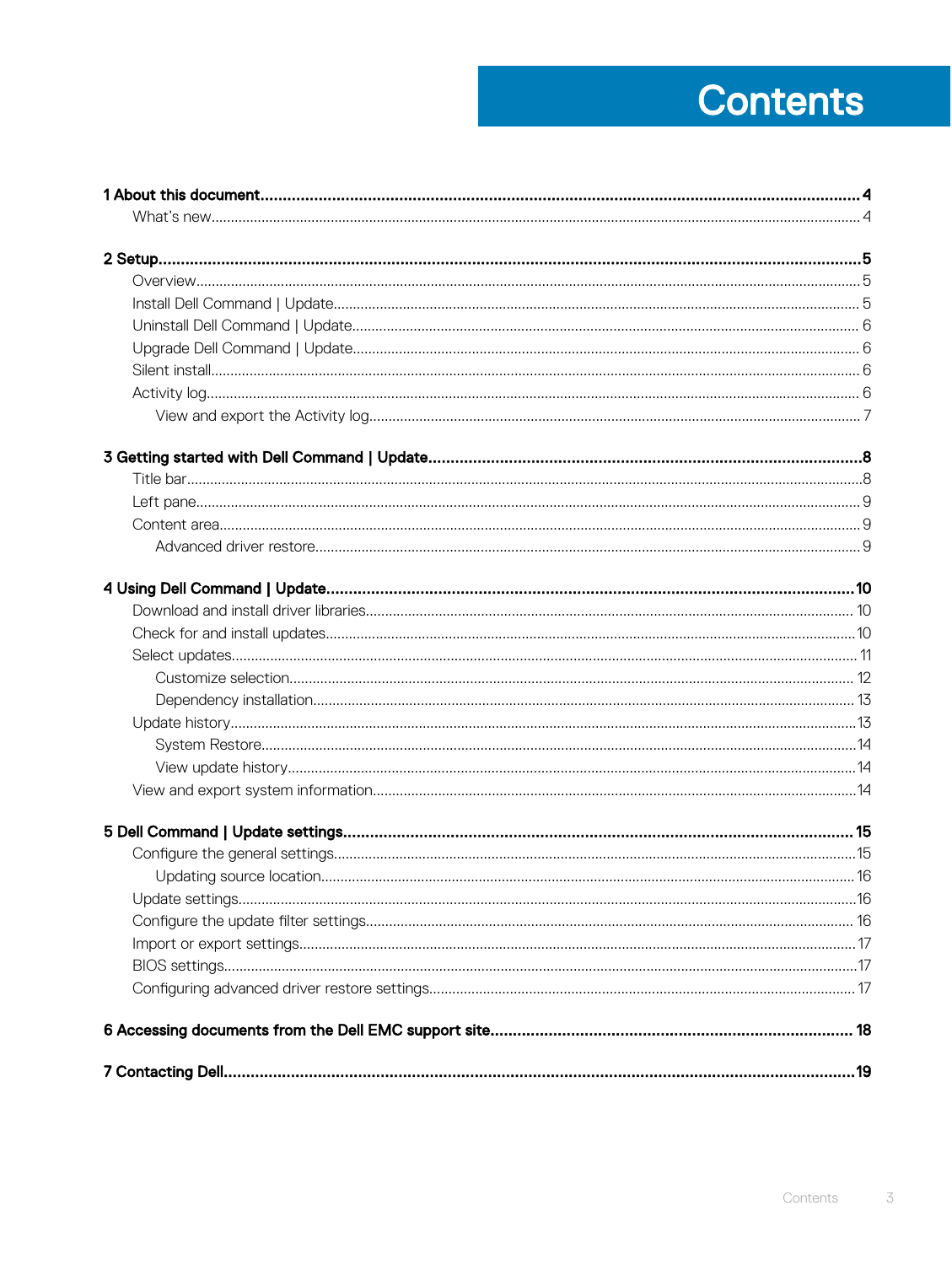# Contents

**1 About this document....................................................................................................................................4**

- What's new....................................................................................................................................................4

**2 Setup..........................................................................................................................................................5**

- Overview.........................................................................................................................................................5
- Install Dell Command | Update.......................................................................................................................5
- Uninstall Dell Command | Update..................................................................................................................6
- Upgrade Dell Command | Update..................................................................................................................6
- Silent install.....................................................................................................................................................6
- Activity log.......................................................................................................................................................6
  - View and export the Activity log..............................................................................................................7

**3 Getting started with Dell Command | Update................................................................................................8**

- Title bar.............................................................................................................................................................8
- Left pane...........................................................................................................................................................9
- Content area.....................................................................................................................................................9
  - Advanced driver restore............................................................................................................................9

**4 Using Dell Command | Update....................................................................................................................10**

- Download and install driver libraries.............................................................................................................10
- Check for and install updates........................................................................................................................10
- Select updates................................................................................................................................................11
  - Customize selection.................................................................................................................................12
  - Dependency installation...........................................................................................................................13
- Update history.................................................................................................................................................13
  - System Restore........................................................................................................................................14
  - View update history..................................................................................................................................14
- View and export system information............................................................................................................14

**5 Dell Command | Update settings................................................................................................................15**

- Configure the general settings......................................................................................................................15
  - Updating source location.........................................................................................................................16
- Update settings..............................................................................................................................................16
- Configure the update filter settings...............................................................................................................16
- Import or export settings...............................................................................................................................17
- BIOS settings..................................................................................................................................................17
- Configuring advanced driver restore settings...............................................................................................17

**6 Accessing documents from the Dell EMC support site................................................................................18**

**7 Contacting Dell...........................................................................................................................................19**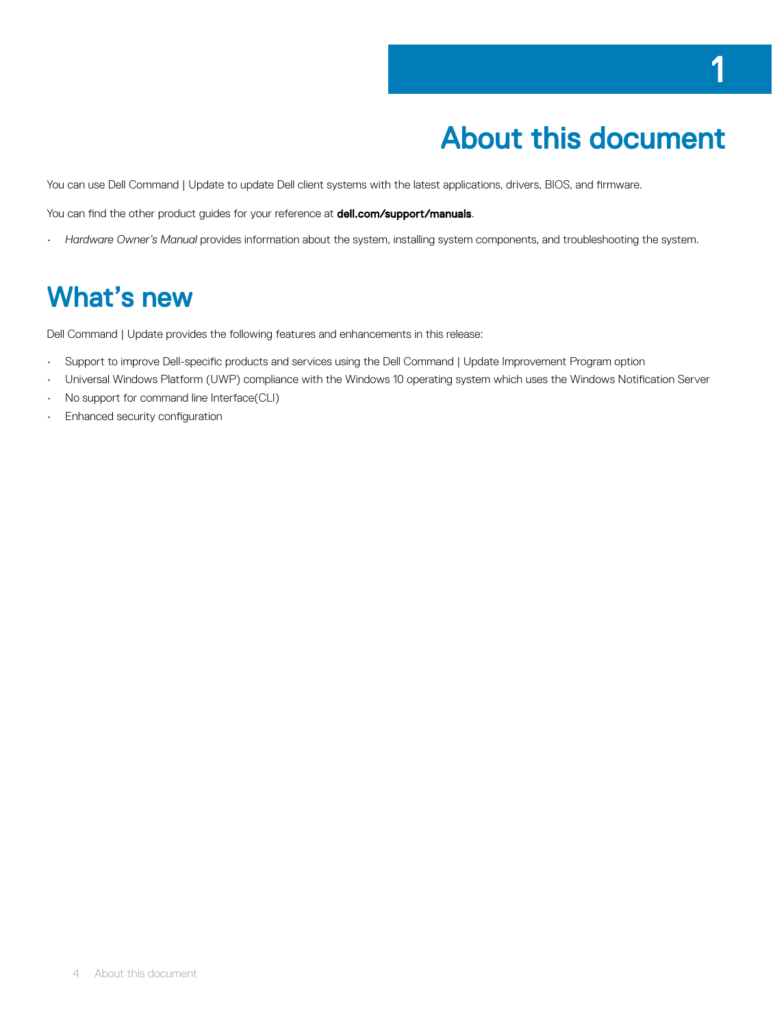# 1 About this document

You can use Dell Command | Update to update Dell client systems with the latest applications, drivers, BIOS, and firmware.

You can find the other product guides for your reference at **dell.com/support/manuals**.

- *Hardware Owner's Manual* provides information about the system, installing system components, and troubleshooting the system.

## What's new

Dell Command | Update provides the following features and enhancements in this release:

- Support to improve Dell-specific products and services using the Dell Command | Update Improvement Program option
- Universal Windows Platform (UWP) compliance with the Windows 10 operating system which uses the Windows Notification Server
- No support for command line Interface(CLI)
- Enhanced security configuration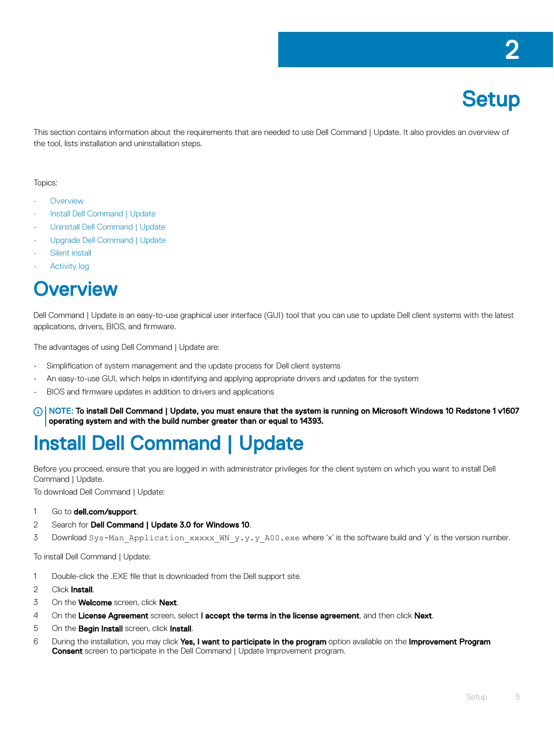# 2 Setup

This section contains information about the requirements that are needed to use Dell Command | Update. It also provides an overview of the tool, lists installation and uninstallation steps.

Topics:

- Overview
- Install Dell Command | Update
- Uninstall Dell Command | Update
- Upgrade Dell Command | Update
- Silent install
- Activity log

## Overview

Dell Command | Update is an easy-to-use graphical user interface (GUI) tool that you can use to update Dell client systems with the latest applications, drivers, BIOS, and firmware.

The advantages of using Dell Command | Update are:

- Simplification of system management and the update process for Dell client systems
- An easy-to-use GUI, which helps in identifying and applying appropriate drivers and updates for the system
- BIOS and firmware updates in addition to drivers and applications

**NOTE: To install Dell Command | Update, you must ensure that the system is running on Microsoft Windows 10 Redstone 1 v1607 operating system and with the build number greater than or equal to 14393.**

## Install Dell Command | Update

Before you proceed, ensure that you are logged in with administrator privileges for the client system on which you want to install Dell Command | Update.
To download Dell Command | Update:

1. Go to **dell.com/support**.
2. Search for **Dell Command | Update 3.0 for Windows 10**.
3. Download `Sys-Man_Application_xxxxx_WN_y.y.y_A00.exe` where 'x' is the software build and 'y' is the version number.

To install Dell Command | Update:

1. Double-click the .EXE file that is downloaded from the Dell support site.
2. Click **Install**.
3. On the **Welcome** screen, click **Next**.
4. On the **License Agreement** screen, select **I accept the terms in the license agreement**, and then click **Next**.
5. On the **Begin Install** screen, click **Install**.
6. During the installation, you may click **Yes, I want to participate in the program** option available on the **Improvement Program Consent** screen to participate in the Dell Command | Update Improvement program.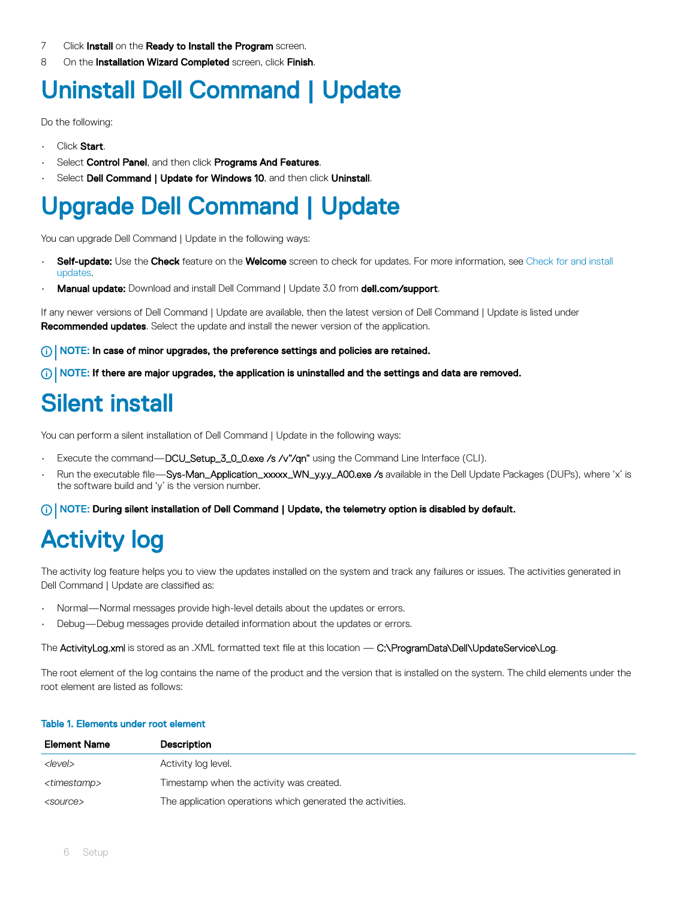7. Click **Install** on the **Ready to Install the Program** screen.
8. On the **Installation Wizard Completed** screen, click **Finish**.

# Uninstall Dell Command | Update

Do the following:

- Click **Start**.
- Select **Control Panel**, and then click **Programs And Features**.
- Select **Dell Command | Update for Windows 10**, and then click **Uninstall**.

# Upgrade Dell Command | Update

You can upgrade Dell Command | Update in the following ways:

- **Self-update:** Use the **Check** feature on the **Welcome** screen to check for updates. For more information, see Check for and install updates.
- **Manual update:** Download and install Dell Command | Update 3.0 from **dell.com/support**.

If any newer versions of Dell Command | Update are available, then the latest version of Dell Command | Update is listed under **Recommended updates**. Select the update and install the newer version of the application.

**NOTE: In case of minor upgrades, the preference settings and policies are retained.**

**NOTE: If there are major upgrades, the application is uninstalled and the settings and data are removed.**

# Silent install

You can perform a silent installation of Dell Command | Update in the following ways:

- Execute the command—DCU_Setup_3_0_0.exe /s /v"/qn" using the Command Line Interface (CLI).
- Run the executable file—Sys-Man_Application_xxxxx_WN_y.y.y_A00.exe /s available in the Dell Update Packages (DUPs), where 'x' is the software build and 'y' is the version number.

**NOTE: During silent installation of Dell Command | Update, the telemetry option is disabled by default.**

# Activity log

The activity log feature helps you to view the updates installed on the system and track any failures or issues. The activities generated in Dell Command | Update are classified as:

- Normal—Normal messages provide high-level details about the updates or errors.
- Debug—Debug messages provide detailed information about the updates or errors.

The ActivityLog.xml is stored as an .XML formatted text file at this location — C:\ProgramData\Dell\UpdateService\Log.

The root element of the log contains the name of the product and the version that is installed on the system. The child elements under the root element are listed as follows:

**Table 1. Elements under root element**

| Element Name | Description |
| --- | --- |
| *<level>* | Activity log level. |
| *<timestamp>* | Timestamp when the activity was created. |
| *<source>* | The application operations which generated the activities. |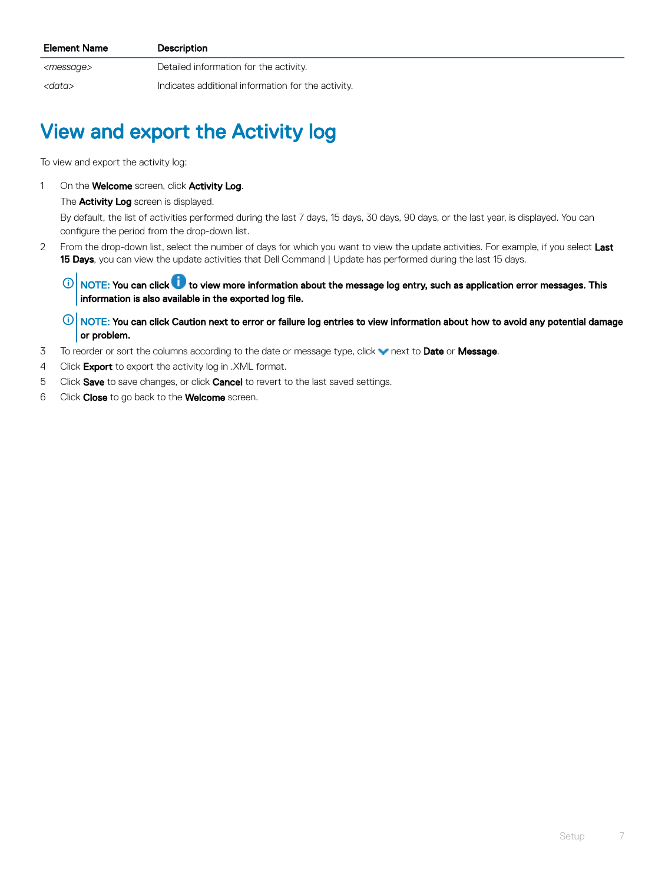| Element Name | Description |
| --- | --- |
| *<message>* | Detailed information for the activity. |
| *<data>* | Indicates additional information for the activity. |

# View and export the Activity log

To view and export the activity log:

1. On the **Welcome** screen, click **Activity Log**.

   The **Activity Log** screen is displayed.

   By default, the list of activities performed during the last 7 days, 15 days, 30 days, 90 days, or the last year, is displayed. You can configure the period from the drop-down list.

2. From the drop-down list, select the number of days for which you want to view the update activities. For example, if you select **Last 15 Days**, you can view the update activities that Dell Command | Update has performed during the last 15 days.

   **NOTE: You can click ⓘ to view more information about the message log entry, such as application error messages. This information is also available in the exported log file.**

   **NOTE: You can click Caution next to error or failure log entries to view information about how to avoid any potential damage or problem.**

3. To reorder or sort the columns according to the date or message type, click ˅ next to **Date** or **Message**.
4. Click **Export** to export the activity log in .XML format.
5. Click **Save** to save changes, or click **Cancel** to revert to the last saved settings.
6. Click **Close** to go back to the **Welcome** screen.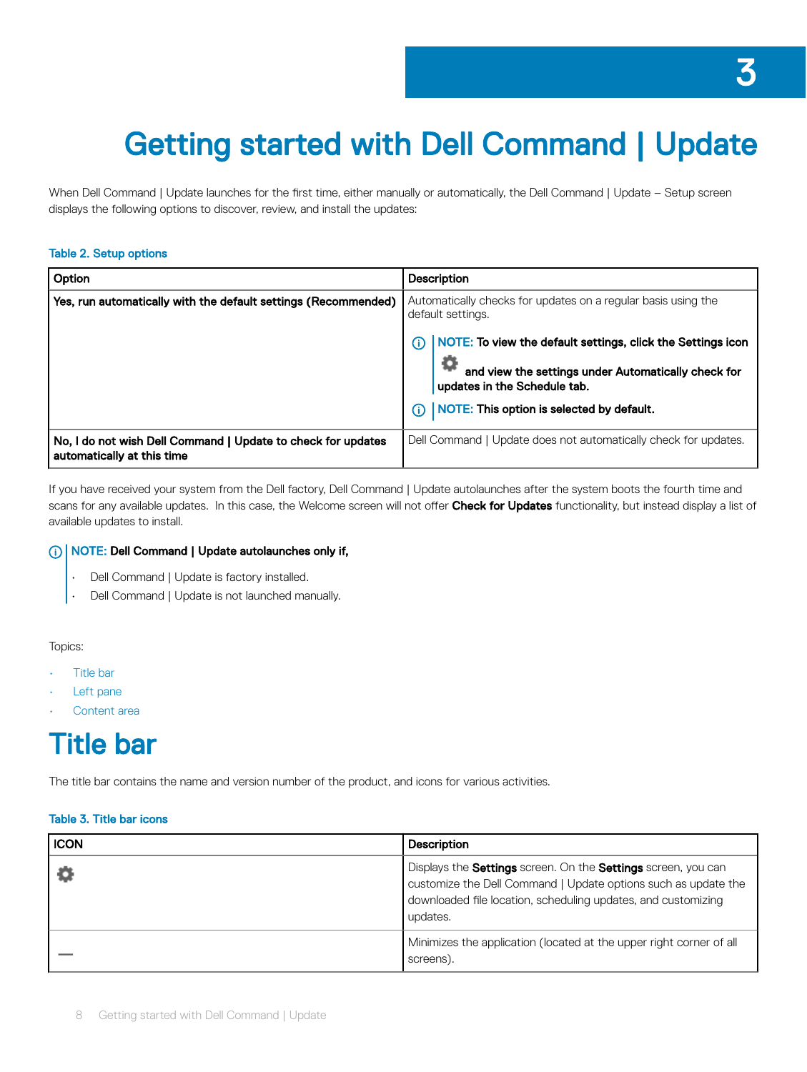# 3 Getting started with Dell Command | Update

When Dell Command | Update launches for the first time, either manually or automatically, the Dell Command | Update – Setup screen displays the following options to discover, review, and install the updates:

**Table 2. Setup options**

| Option | Description |
| --- | --- |
| **Yes, run automatically with the default settings (Recommended)** | Automatically checks for updates on a regular basis using the default settings. **NOTE: To view the default settings, click the Settings icon and view the settings under Automatically check for updates in the Schedule tab.** **NOTE: This option is selected by default.** |
| **No, I do not wish Dell Command \| Update to check for updates automatically at this time** | Dell Command \| Update does not automatically check for updates. |

If you have received your system from the Dell factory, Dell Command | Update autolaunches after the system boots the fourth time and scans for any available updates. In this case, the Welcome screen will not offer **Check for Updates** functionality, but instead display a list of available updates to install.

**NOTE: Dell Command | Update autolaunches only if,**

- Dell Command | Update is factory installed.
- Dell Command | Update is not launched manually.

Topics:

- Title bar
- Left pane
- Content area

# Title bar

The title bar contains the name and version number of the product, and icons for various activities.

**Table 3. Title bar icons**

| ICON | Description |
| --- | --- |
| ⚙ | Displays the **Settings** screen. On the **Settings** screen, you can customize the Dell Command \| Update options such as update the downloaded file location, scheduling updates, and customizing updates. |
| — | Minimizes the application (located at the upper right corner of all screens). |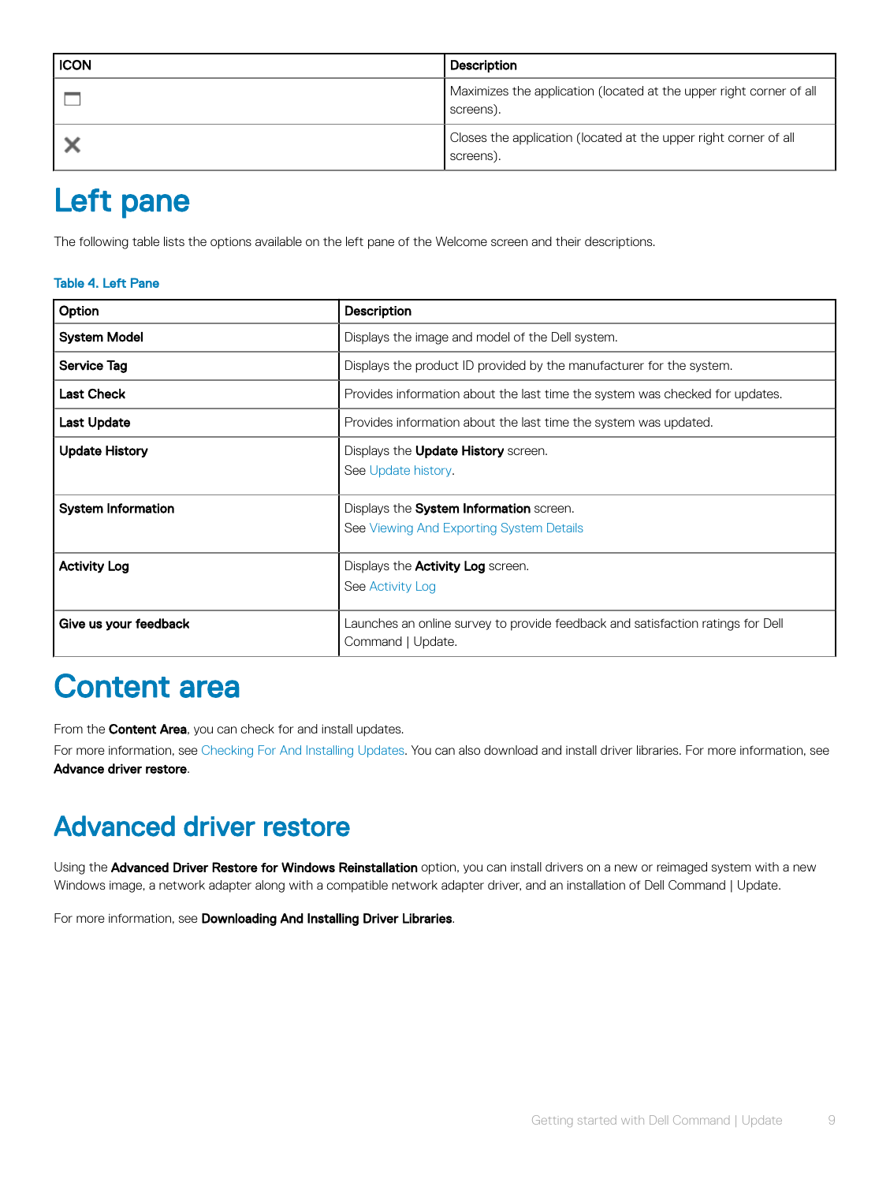| ICON | Description |
| --- | --- |
| 🗖 | Maximizes the application (located at the upper right corner of all screens). |
| ✕ | Closes the application (located at the upper right corner of all screens). |

# Left pane

The following table lists the options available on the left pane of the Welcome screen and their descriptions.

**Table 4. Left Pane**

| Option | Description |
| --- | --- |
| **System Model** | Displays the image and model of the Dell system. |
| **Service Tag** | Displays the product ID provided by the manufacturer for the system. |
| **Last Check** | Provides information about the last time the system was checked for updates. |
| **Last Update** | Provides information about the last time the system was updated. |
| **Update History** | Displays the **Update History** screen.<br>See Update history. |
| **System Information** | Displays the **System Information** screen.<br>See Viewing And Exporting System Details |
| **Activity Log** | Displays the **Activity Log** screen.<br>See Activity Log |
| **Give us your feedback** | Launches an online survey to provide feedback and satisfaction ratings for Dell Command \| Update. |

# Content area

From the **Content Area**, you can check for and install updates.

For more information, see Checking For And Installing Updates. You can also download and install driver libraries. For more information, see **Advance driver restore**.

# Advanced driver restore

Using the **Advanced Driver Restore for Windows Reinstallation** option, you can install drivers on a new or reimaged system with a new Windows image, a network adapter along with a compatible network adapter driver, and an installation of Dell Command | Update.

For more information, see **Downloading And Installing Driver Libraries**.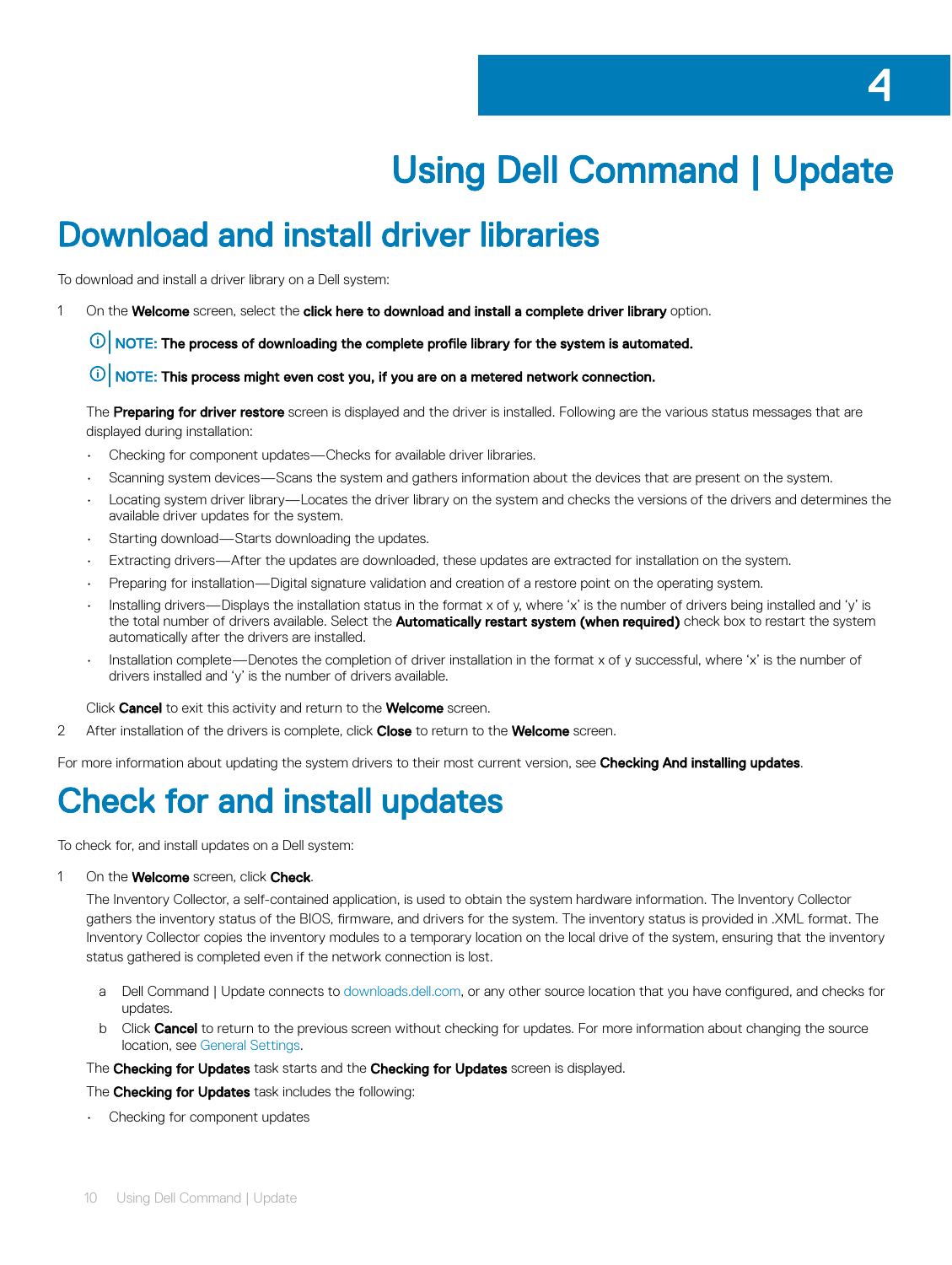# 4

# Using Dell Command | Update

## Download and install driver libraries

To download and install a driver library on a Dell system:

1. On the **Welcome** screen, select the **click here to download and install a complete driver library** option.

   **NOTE: The process of downloading the complete profile library for the system is automated.**

   **NOTE: This process might even cost you, if you are on a metered network connection.**

   The **Preparing for driver restore** screen is displayed and the driver is installed. Following are the various status messages that are displayed during installation:

   - Checking for component updates—Checks for available driver libraries.
   - Scanning system devices—Scans the system and gathers information about the devices that are present on the system.
   - Locating system driver library—Locates the driver library on the system and checks the versions of the drivers and determines the available driver updates for the system.
   - Starting download—Starts downloading the updates.
   - Extracting drivers—After the updates are downloaded, these updates are extracted for installation on the system.
   - Preparing for installation—Digital signature validation and creation of a restore point on the operating system.
   - Installing drivers—Displays the installation status in the format x of y, where 'x' is the number of drivers being installed and 'y' is the total number of drivers available. Select the **Automatically restart system (when required)** check box to restart the system automatically after the drivers are installed.
   - Installation complete—Denotes the completion of driver installation in the format x of y successful, where 'x' is the number of drivers installed and 'y' is the number of drivers available.

   Click **Cancel** to exit this activity and return to the **Welcome** screen.

2. After installation of the drivers is complete, click **Close** to return to the **Welcome** screen.

For more information about updating the system drivers to their most current version, see **Checking And installing updates**.

## Check for and install updates

To check for, and install updates on a Dell system:

1. On the **Welcome** screen, click **Check**.

   The Inventory Collector, a self-contained application, is used to obtain the system hardware information. The Inventory Collector gathers the inventory status of the BIOS, firmware, and drivers for the system. The inventory status is provided in .XML format. The Inventory Collector copies the inventory modules to a temporary location on the local drive of the system, ensuring that the inventory status gathered is completed even if the network connection is lost.

   a. Dell Command | Update connects to downloads.dell.com, or any other source location that you have configured, and checks for updates.

   b. Click **Cancel** to return to the previous screen without checking for updates. For more information about changing the source location, see General Settings.

   The **Checking for Updates** task starts and the **Checking for Updates** screen is displayed.

   The **Checking for Updates** task includes the following:

   - Checking for component updates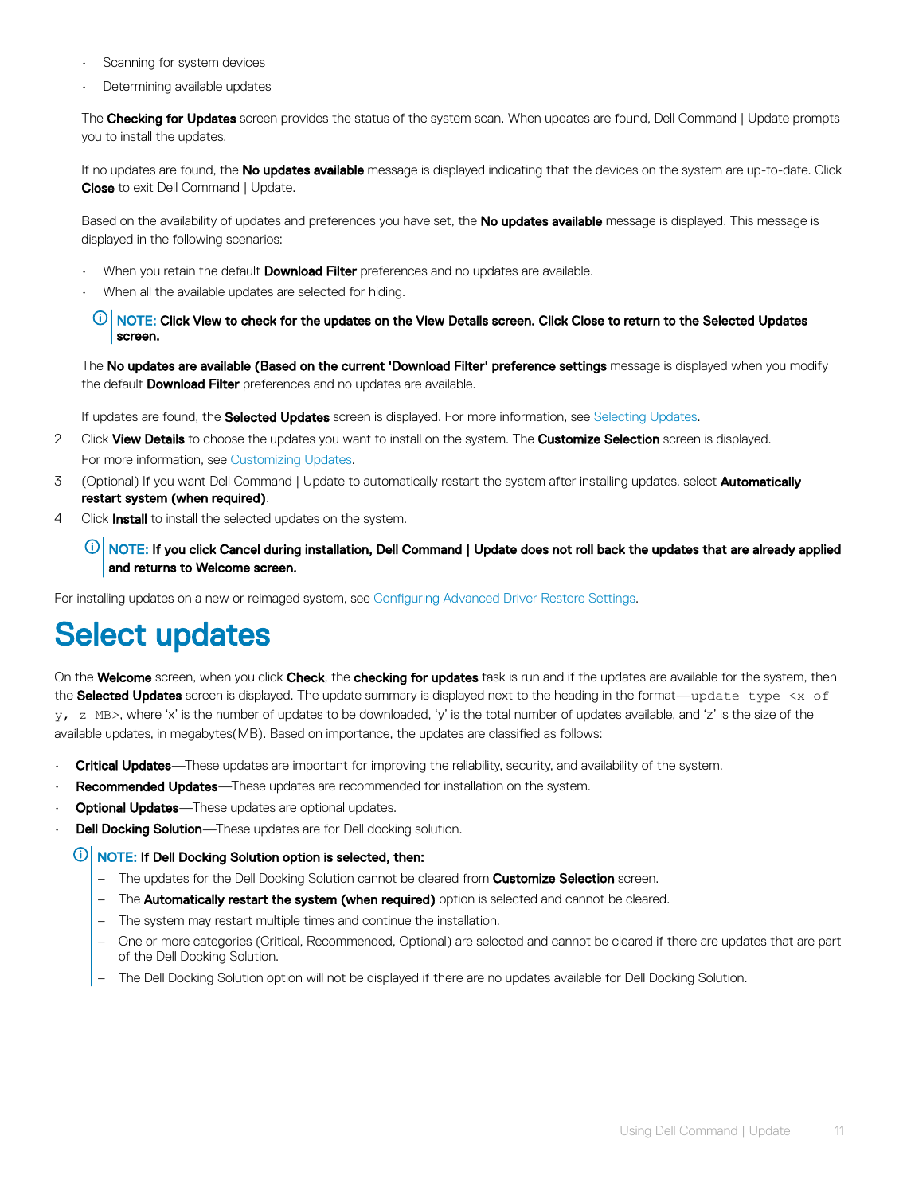- Scanning for system devices
- Determining available updates

The **Checking for Updates** screen provides the status of the system scan. When updates are found, Dell Command | Update prompts you to install the updates.

If no updates are found, the **No updates available** message is displayed indicating that the devices on the system are up-to-date. Click **Close** to exit Dell Command | Update.

Based on the availability of updates and preferences you have set, the **No updates available** message is displayed. This message is displayed in the following scenarios:

- When you retain the default **Download Filter** preferences and no updates are available.
- When all the available updates are selected for hiding.

> **NOTE: Click View to check for the updates on the View Details screen. Click Close to return to the Selected Updates screen.**

The **No updates are available (Based on the current 'Download Filter' preference settings** message is displayed when you modify the default **Download Filter** preferences and no updates are available.

If updates are found, the **Selected Updates** screen is displayed. For more information, see Selecting Updates.

2. Click **View Details** to choose the updates you want to install on the system. The **Customize Selection** screen is displayed. For more information, see Customizing Updates.
3. (Optional) If you want Dell Command | Update to automatically restart the system after installing updates, select **Automatically restart system (when required)**.
4. Click **Install** to install the selected updates on the system.

> **NOTE: If you click Cancel during installation, Dell Command | Update does not roll back the updates that are already applied and returns to Welcome screen.**

For installing updates on a new or reimaged system, see Configuring Advanced Driver Restore Settings.

# Select updates

On the **Welcome** screen, when you click **Check**, the **checking for updates** task is run and if the updates are available for the system, then the **Selected Updates** screen is displayed. The update summary is displayed next to the heading in the format—`update type <x of y, z MB>`, where 'x' is the number of updates to be downloaded, 'y' is the total number of updates available, and 'z' is the size of the available updates, in megabytes(MB). Based on importance, the updates are classified as follows:

- **Critical Updates**—These updates are important for improving the reliability, security, and availability of the system.
- **Recommended Updates**—These updates are recommended for installation on the system.
- **Optional Updates**—These updates are optional updates.
- **Dell Docking Solution**—These updates are for Dell docking solution.

> **NOTE: If Dell Docking Solution option is selected, then:**
>
> - The updates for the Dell Docking Solution cannot be cleared from **Customize Selection** screen.
> - The **Automatically restart the system (when required)** option is selected and cannot be cleared.
> - The system may restart multiple times and continue the installation.
> - One or more categories (Critical, Recommended, Optional) are selected and cannot be cleared if there are updates that are part of the Dell Docking Solution.
> - The Dell Docking Solution option will not be displayed if there are no updates available for Dell Docking Solution.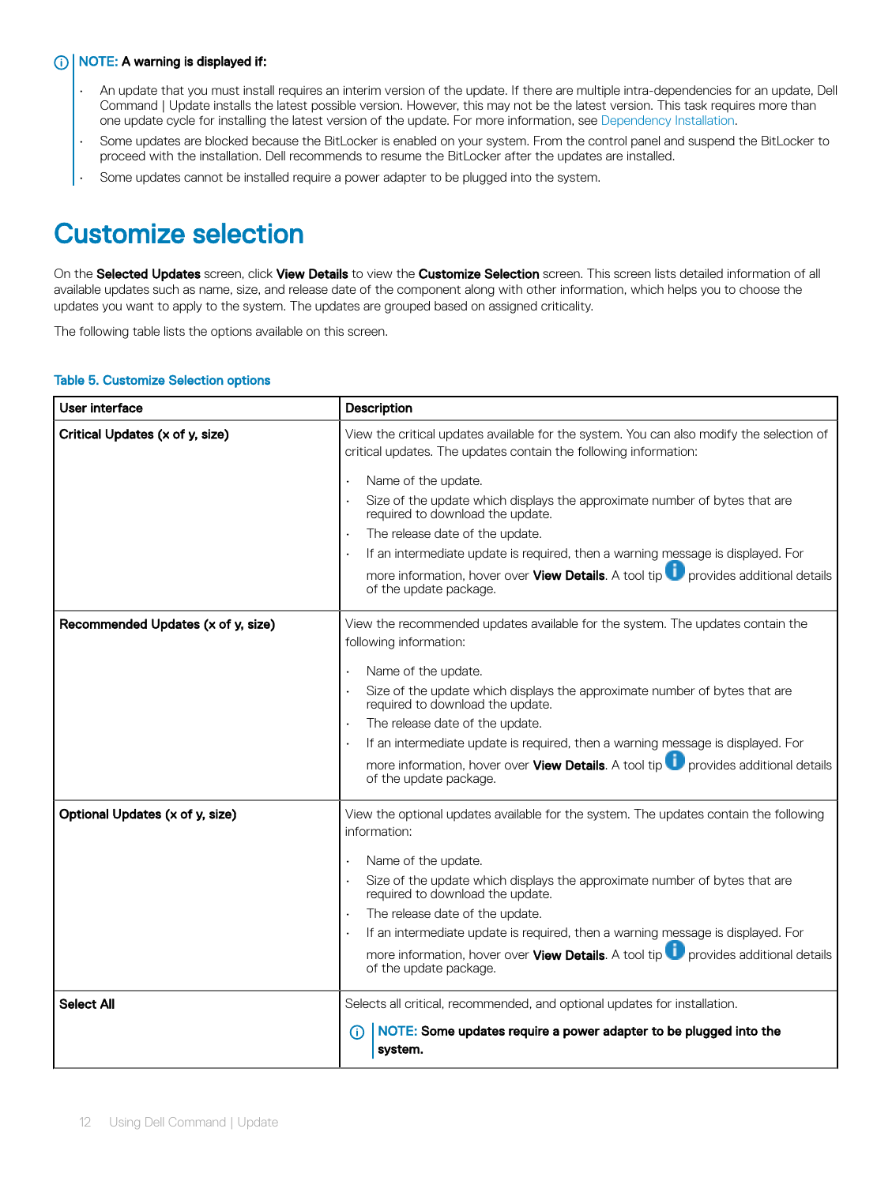**NOTE: A warning is displayed if:**

- An update that you must install requires an interim version of the update. If there are multiple intra-dependencies for an update, Dell Command | Update installs the latest possible version. However, this may not be the latest version. This task requires more than one update cycle for installing the latest version of the update. For more information, see Dependency Installation.
- Some updates are blocked because the BitLocker is enabled on your system. From the control panel and suspend the BitLocker to proceed with the installation. Dell recommends to resume the BitLocker after the updates are installed.
- Some updates cannot be installed require a power adapter to be plugged into the system.

# Customize selection

On the **Selected Updates** screen, click **View Details** to view the **Customize Selection** screen. This screen lists detailed information of all available updates such as name, size, and release date of the component along with other information, which helps you to choose the updates you want to apply to the system. The updates are grouped based on assigned criticality.

The following table lists the options available on this screen.

**Table 5. Customize Selection options**

| User interface | Description |
|---|---|
| **Critical Updates (x of y, size)** | View the critical updates available for the system. You can also modify the selection of critical updates. The updates contain the following information:<br>• Name of the update.<br>• Size of the update which displays the approximate number of bytes that are required to download the update.<br>• The release date of the update.<br>• If an intermediate update is required, then a warning message is displayed. For more information, hover over **View Details**. A tool tip provides additional details of the update package. |
| **Recommended Updates (x of y, size)** | View the recommended updates available for the system. The updates contain the following information:<br>• Name of the update.<br>• Size of the update which displays the approximate number of bytes that are required to download the update.<br>• The release date of the update.<br>• If an intermediate update is required, then a warning message is displayed. For more information, hover over **View Details**. A tool tip provides additional details of the update package. |
| **Optional Updates (x of y, size)** | View the optional updates available for the system. The updates contain the following information:<br>• Name of the update.<br>• Size of the update which displays the approximate number of bytes that are required to download the update.<br>• The release date of the update.<br>• If an intermediate update is required, then a warning message is displayed. For more information, hover over **View Details**. A tool tip provides additional details of the update package. |
| **Select All** | Selects all critical, recommended, and optional updates for installation.<br>**NOTE: Some updates require a power adapter to be plugged into the system.** |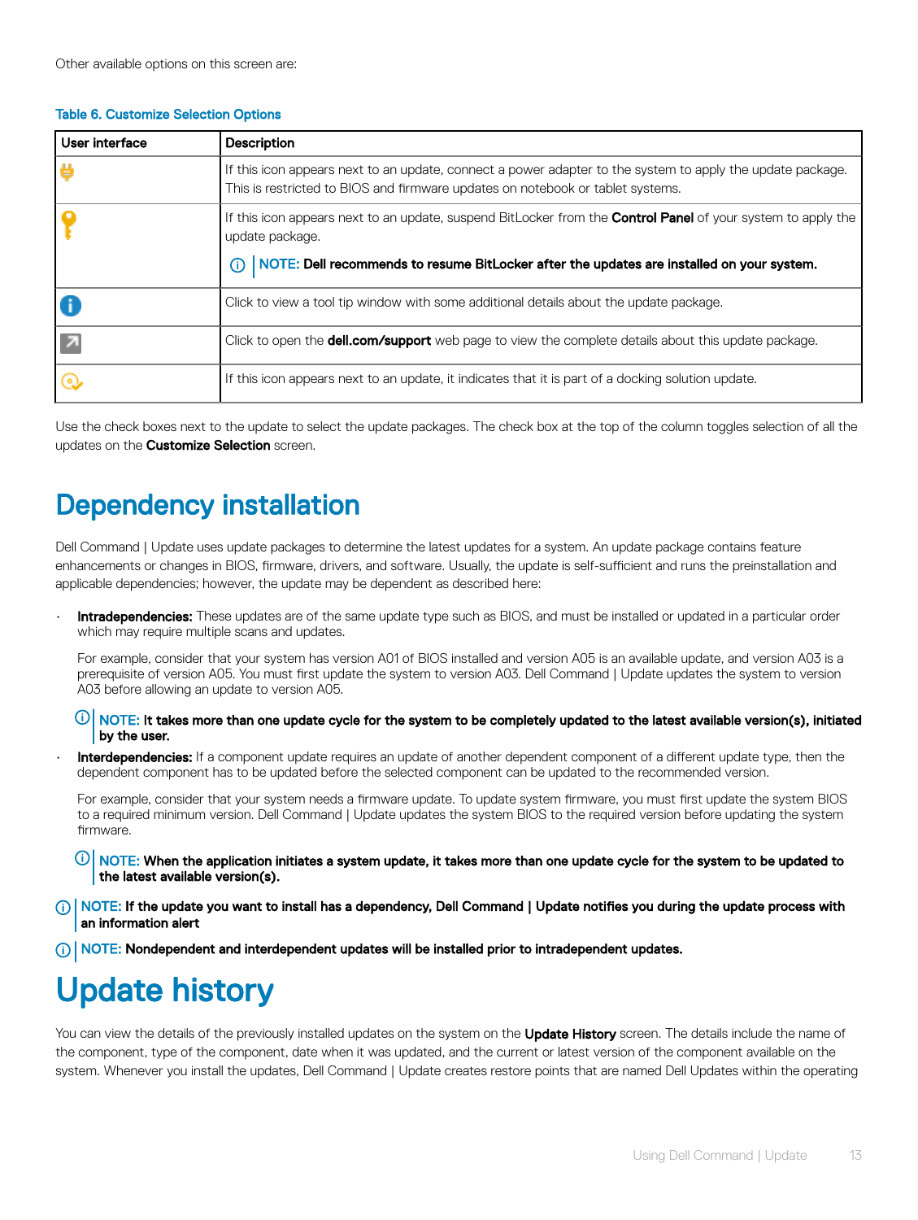Other available options on this screen are:

**Table 6. Customize Selection Options**

| User interface | Description |
| --- | --- |
| | If this icon appears next to an update, connect a power adapter to the system to apply the update package. This is restricted to BIOS and firmware updates on notebook or tablet systems. |
| | If this icon appears next to an update, suspend BitLocker from the **Control Panel** of your system to apply the update package. **NOTE: Dell recommends to resume BitLocker after the updates are installed on your system.** |
| | Click to view a tool tip window with some additional details about the update package. |
| | Click to open the **dell.com/support** web page to view the complete details about this update package. |
| | If this icon appears next to an update, it indicates that it is part of a docking solution update. |

Use the check boxes next to the update to select the update packages. The check box at the top of the column toggles selection of all the updates on the **Customize Selection** screen.

# Dependency installation

Dell Command | Update uses update packages to determine the latest updates for a system. An update package contains feature enhancements or changes in BIOS, firmware, drivers, and software. Usually, the update is self-sufficient and runs the preinstallation and applicable dependencies; however, the update may be dependent as described here:

- **Intradependencies:** These updates are of the same update type such as BIOS, and must be installed or updated in a particular order which may require multiple scans and updates.

  For example, consider that your system has version A01 of BIOS installed and version A05 is an available update, and version A03 is a prerequisite of version A05. You must first update the system to version A03. Dell Command | Update updates the system to version A03 before allowing an update to version A05.

  **NOTE: It takes more than one update cycle for the system to be completely updated to the latest available version(s), initiated by the user.**

- **Interdependencies:** If a component update requires an update of another dependent component of a different update type, then the dependent component has to be updated before the selected component can be updated to the recommended version.

  For example, consider that your system needs a firmware update. To update system firmware, you must first update the system BIOS to a required minimum version. Dell Command | Update updates the system BIOS to the required version before updating the system firmware.

  **NOTE: When the application initiates a system update, it takes more than one update cycle for the system to be updated to the latest available version(s).**

**NOTE: If the update you want to install has a dependency, Dell Command | Update notifies you during the update process with an information alert**

**NOTE: Nondependent and interdependent updates will be installed prior to intradependent updates.**

# Update history

You can view the details of the previously installed updates on the system on the **Update History** screen. The details include the name of the component, type of the component, date when it was updated, and the current or latest version of the component available on the system. Whenever you install the updates, Dell Command | Update creates restore points that are named Dell Updates within the operating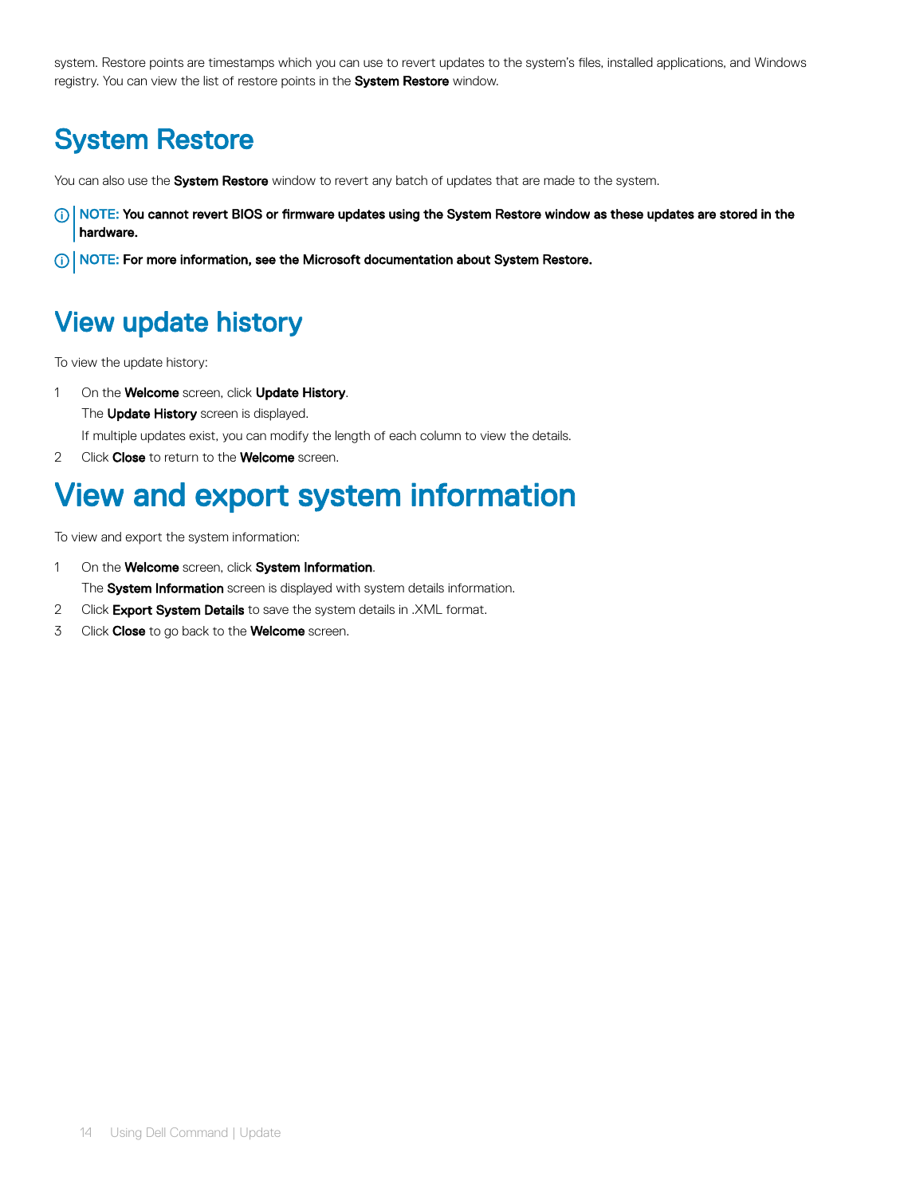system. Restore points are timestamps which you can use to revert updates to the system's files, installed applications, and Windows registry. You can view the list of restore points in the **System Restore** window.

## System Restore

You can also use the **System Restore** window to revert any batch of updates that are made to the system.

> **NOTE: You cannot revert BIOS or firmware updates using the System Restore window as these updates are stored in the hardware.**

> **NOTE: For more information, see the Microsoft documentation about System Restore.**

## View update history

To view the update history:

1. On the **Welcome** screen, click **Update History**.

   The **Update History** screen is displayed.

   If multiple updates exist, you can modify the length of each column to view the details.
2. Click **Close** to return to the **Welcome** screen.

# View and export system information

To view and export the system information:

1. On the **Welcome** screen, click **System Information**.

   The **System Information** screen is displayed with system details information.
2. Click **Export System Details** to save the system details in .XML format.
3. Click **Close** to go back to the **Welcome** screen.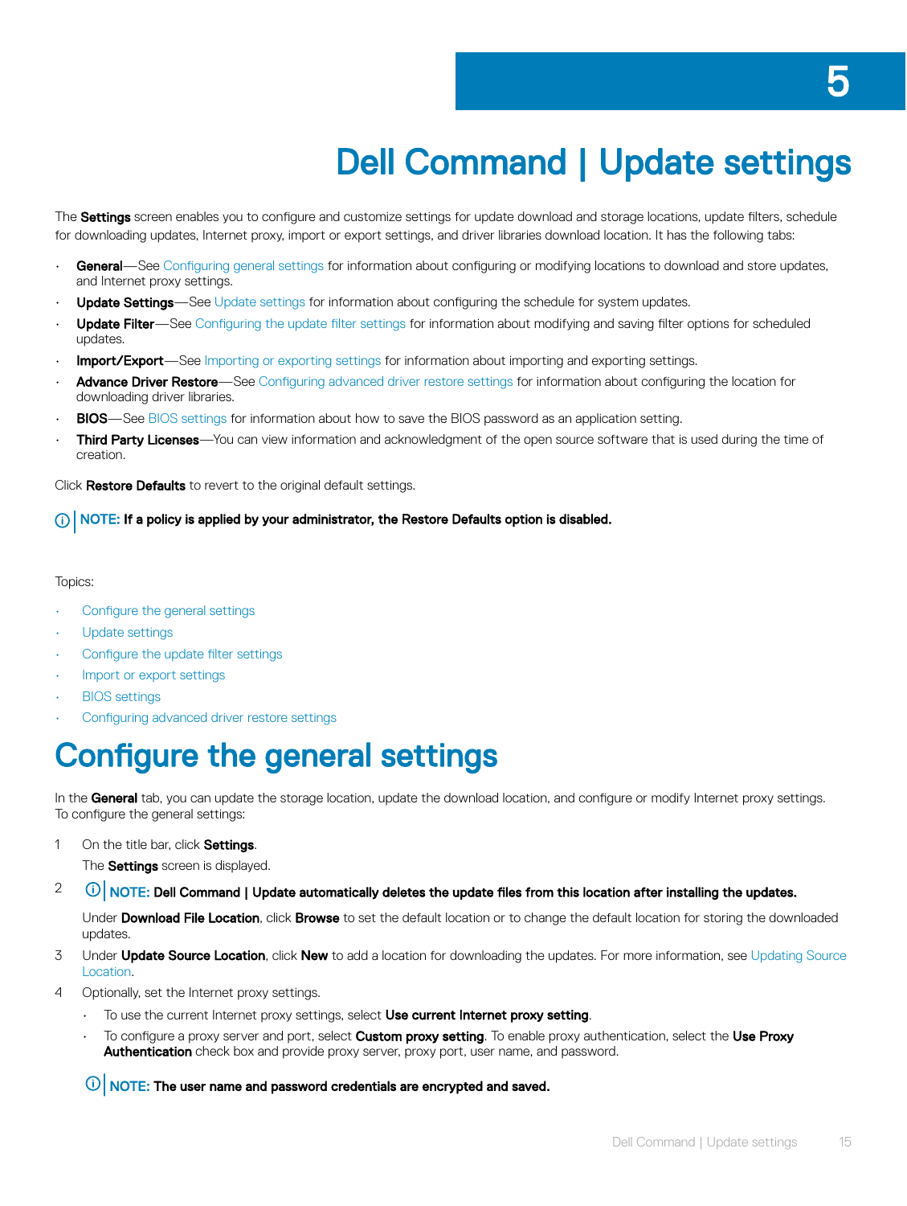# 5

# Dell Command | Update settings

The **Settings** screen enables you to configure and customize settings for update download and storage locations, update filters, schedule for downloading updates, Internet proxy, import or export settings, and driver libraries download location. It has the following tabs:

- **General**—See Configuring general settings for information about configuring or modifying locations to download and store updates, and Internet proxy settings.
- **Update Settings**—See Update settings for information about configuring the schedule for system updates.
- **Update Filter**—See Configuring the update filter settings for information about modifying and saving filter options for scheduled updates.
- **Import/Export**—See Importing or exporting settings for information about importing and exporting settings.
- **Advance Driver Restore**—See Configuring advanced driver restore settings for information about configuring the location for downloading driver libraries.
- **BIOS**—See BIOS settings for information about how to save the BIOS password as an application setting.
- **Third Party Licenses**—You can view information and acknowledgment of the open source software that is used during the time of creation.

Click **Restore Defaults** to revert to the original default settings.

**NOTE: If a policy is applied by your administrator, the Restore Defaults option is disabled.**

Topics:

- Configure the general settings
- Update settings
- Configure the update filter settings
- Import or export settings
- BIOS settings
- Configuring advanced driver restore settings

## Configure the general settings

In the **General** tab, you can update the storage location, update the download location, and configure or modify Internet proxy settings. To configure the general settings:

1. On the title bar, click **Settings**.

   The **Settings** screen is displayed.

2. **NOTE: Dell Command | Update automatically deletes the update files from this location after installing the updates.**

   Under **Download File Location**, click **Browse** to set the default location or to change the default location for storing the downloaded updates.

3. Under **Update Source Location**, click **New** to add a location for downloading the updates. For more information, see Updating Source Location.

4. Optionally, set the Internet proxy settings.

   - To use the current Internet proxy settings, select **Use current Internet proxy setting**.
   - To configure a proxy server and port, select **Custom proxy setting**. To enable proxy authentication, select the **Use Proxy Authentication** check box and provide proxy server, proxy port, user name, and password.

   **NOTE: The user name and password credentials are encrypted and saved.**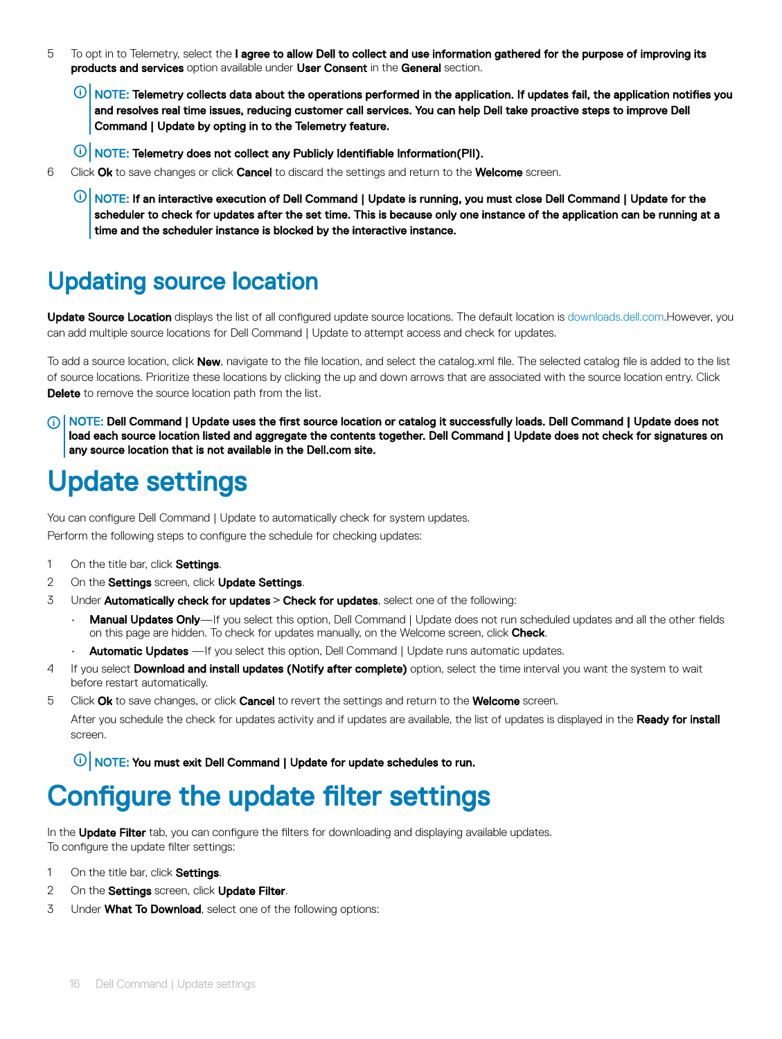5. To opt in to Telemetry, select the **I agree to allow Dell to collect and use information gathered for the purpose of improving its products and services** option available under **User Consent** in the **General** section.

   **NOTE: Telemetry collects data about the operations performed in the application. If updates fail, the application notifies you and resolves real time issues, reducing customer call services. You can help Dell take proactive steps to improve Dell Command | Update by opting in to the Telemetry feature.**

   **NOTE: Telemetry does not collect any Publicly Identifiable Information(PII).**

6. Click **Ok** to save changes or click **Cancel** to discard the settings and return to the **Welcome** screen.

   **NOTE: If an interactive execution of Dell Command | Update is running, you must close Dell Command | Update for the scheduler to check for updates after the set time. This is because only one instance of the application can be running at a time and the scheduler instance is blocked by the interactive instance.**

## Updating source location

**Update Source Location** displays the list of all configured update source locations. The default location is downloads.dell.com.However, you can add multiple source locations for Dell Command | Update to attempt access and check for updates.

To add a source location, click **New**, navigate to the file location, and select the catalog.xml file. The selected catalog file is added to the list of source locations. Prioritize these locations by clicking the up and down arrows that are associated with the source location entry. Click **Delete** to remove the source location path from the list.

**NOTE: Dell Command | Update uses the first source location or catalog it successfully loads. Dell Command | Update does not load each source location listed and aggregate the contents together. Dell Command | Update does not check for signatures on any source location that is not available in the Dell.com site.**

# Update settings

You can configure Dell Command | Update to automatically check for system updates.
Perform the following steps to configure the schedule for checking updates:

1. On the title bar, click **Settings**.
2. On the **Settings** screen, click **Update Settings**.
3. Under **Automatically check for updates** > **Check for updates**, select one of the following:
   - **Manual Updates Only**—If you select this option, Dell Command | Update does not run scheduled updates and all the other fields on this page are hidden. To check for updates manually, on the Welcome screen, click **Check**.
   - **Automatic Updates** —If you select this option, Dell Command | Update runs automatic updates.
4. If you select **Download and install updates (Notify after complete)** option, select the time interval you want the system to wait before restart automatically.
5. Click **Ok** to save changes, or click **Cancel** to revert the settings and return to the **Welcome** screen.

   After you schedule the check for updates activity and if updates are available, the list of updates is displayed in the **Ready for install** screen.

   **NOTE: You must exit Dell Command | Update for update schedules to run.**

# Configure the update filter settings

In the **Update Filter** tab, you can configure the filters for downloading and displaying available updates.
To configure the update filter settings:

1. On the title bar, click **Settings**.
2. On the **Settings** screen, click **Update Filter**.
3. Under **What To Download**, select one of the following options: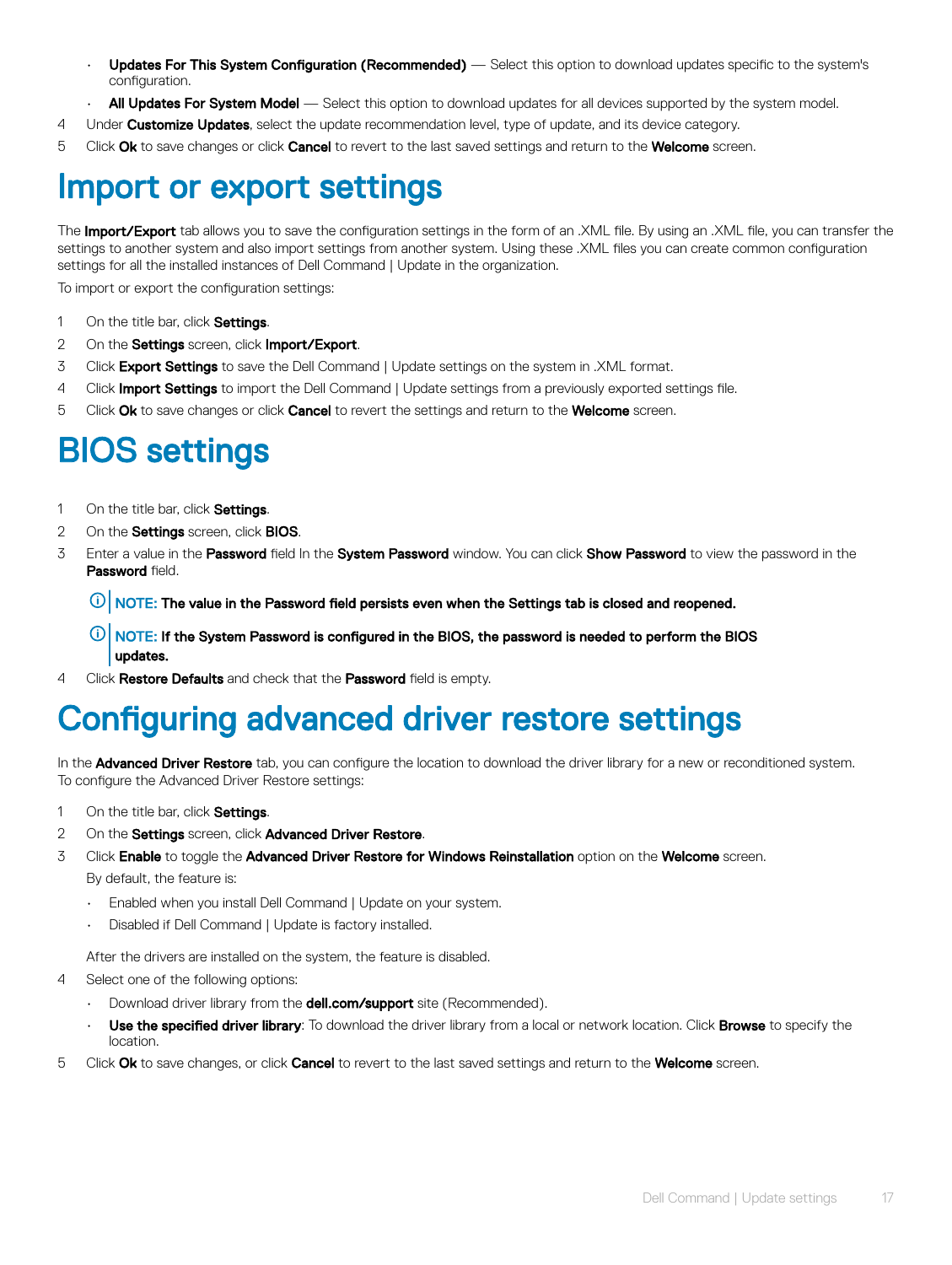- **Updates For This System Configuration (Recommended)** — Select this option to download updates specific to the system's configuration.
- **All Updates For System Model** — Select this option to download updates for all devices supported by the system model.

4 Under **Customize Updates**, select the update recommendation level, type of update, and its device category.

5 Click **Ok** to save changes or click **Cancel** to revert to the last saved settings and return to the **Welcome** screen.

# Import or export settings

The **Import/Export** tab allows you to save the configuration settings in the form of an .XML file. By using an .XML file, you can transfer the settings to another system and also import settings from another system. Using these .XML files you can create common configuration settings for all the installed instances of Dell Command | Update in the organization.

To import or export the configuration settings:

1 On the title bar, click **Settings**.
2 On the **Settings** screen, click **Import/Export**.
3 Click **Export Settings** to save the Dell Command | Update settings on the system in .XML format.
4 Click **Import Settings** to import the Dell Command | Update settings from a previously exported settings file.
5 Click **Ok** to save changes or click **Cancel** to revert the settings and return to the **Welcome** screen.

# BIOS settings

1 On the title bar, click **Settings**.
2 On the **Settings** screen, click **BIOS**.
3 Enter a value in the **Password** field In the **System Password** window. You can click **Show Password** to view the password in the **Password** field.

   **NOTE: The value in the Password field persists even when the Settings tab is closed and reopened.**

   **NOTE: If the System Password is configured in the BIOS, the password is needed to perform the BIOS updates.**

4 Click **Restore Defaults** and check that the **Password** field is empty.

# Configuring advanced driver restore settings

In the **Advanced Driver Restore** tab, you can configure the location to download the driver library for a new or reconditioned system. To configure the Advanced Driver Restore settings:

1 On the title bar, click **Settings**.
2 On the **Settings** screen, click **Advanced Driver Restore**.
3 Click **Enable** to toggle the **Advanced Driver Restore for Windows Reinstallation** option on the **Welcome** screen.

   By default, the feature is:

   - Enabled when you install Dell Command | Update on your system.
   - Disabled if Dell Command | Update is factory installed.

   After the drivers are installed on the system, the feature is disabled.

4 Select one of the following options:

   - Download driver library from the **dell.com/support** site (Recommended).
   - **Use the specified driver library**: To download the driver library from a local or network location. Click **Browse** to specify the location.

5 Click **Ok** to save changes, or click **Cancel** to revert to the last saved settings and return to the **Welcome** screen.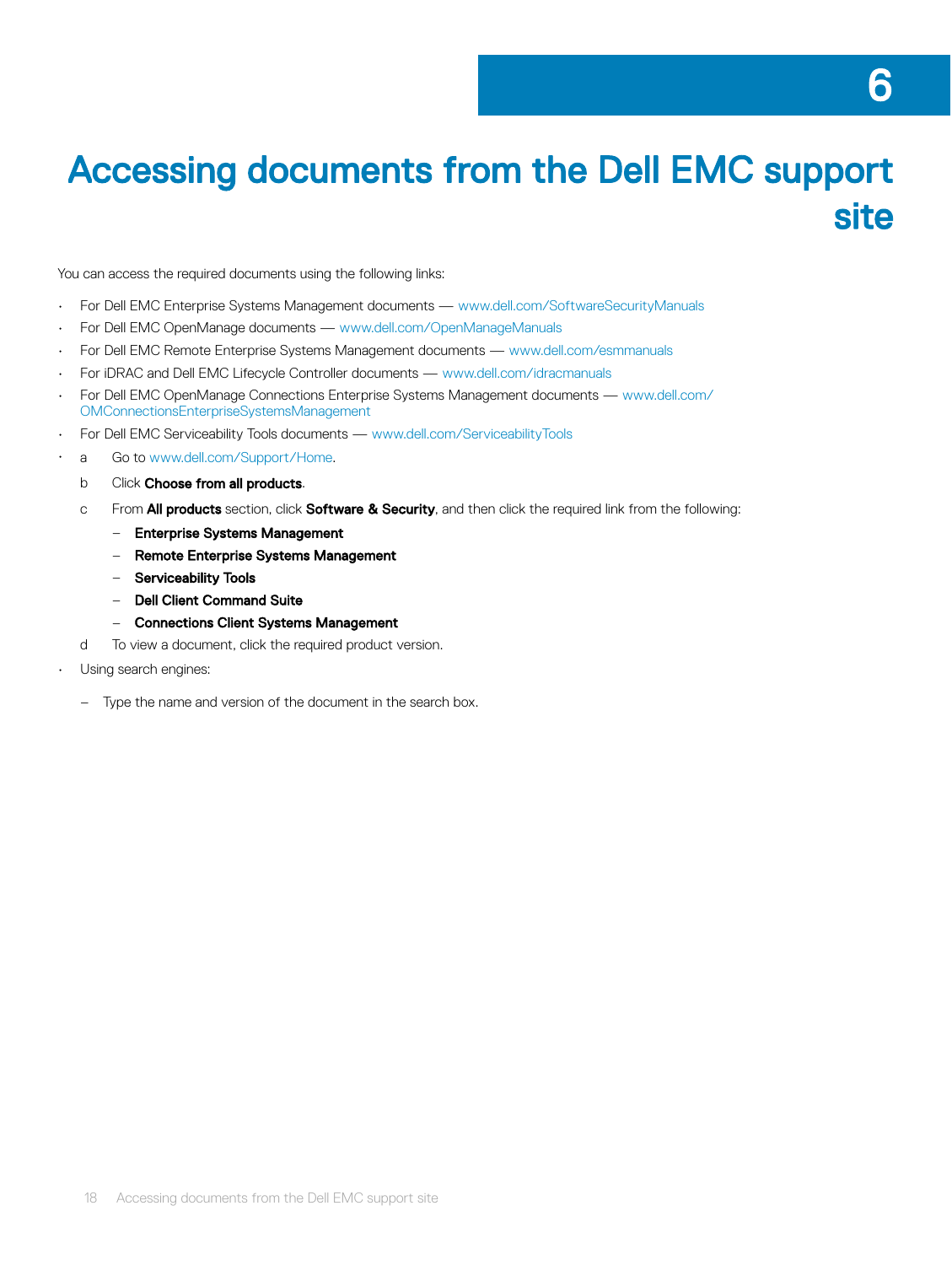# 6 Accessing documents from the Dell EMC support site

You can access the required documents using the following links:

- For Dell EMC Enterprise Systems Management documents — www.dell.com/SoftwareSecurityManuals
- For Dell EMC OpenManage documents — www.dell.com/OpenManageManuals
- For Dell EMC Remote Enterprise Systems Management documents — www.dell.com/esmmanuals
- For iDRAC and Dell EMC Lifecycle Controller documents — www.dell.com/idracmanuals
- For Dell EMC OpenManage Connections Enterprise Systems Management documents — www.dell.com/OMConnectionsEnterpriseSystemsManagement
- For Dell EMC Serviceability Tools documents — www.dell.com/ServiceabilityTools
- a. Go to www.dell.com/Support/Home.
  b. Click **Choose from all products**.
  c. From **All products** section, click **Software & Security**, and then click the required link from the following:
     - **Enterprise Systems Management**
     - **Remote Enterprise Systems Management**
     - **Serviceability Tools**
     - **Dell Client Command Suite**
     - **Connections Client Systems Management**
  d. To view a document, click the required product version.
- Using search engines:
  - Type the name and version of the document in the search box.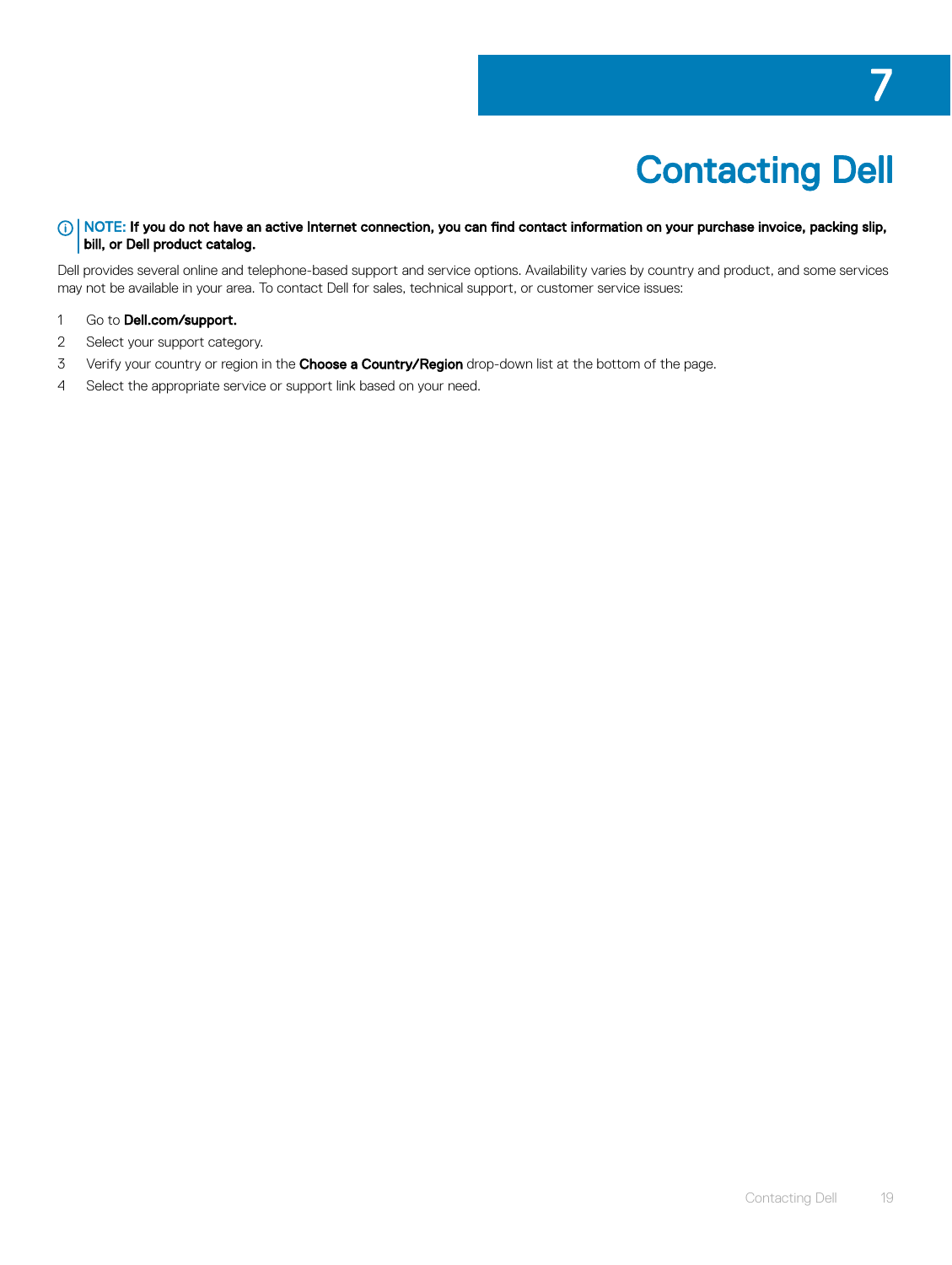# 7 Contacting Dell

**NOTE: If you do not have an active Internet connection, you can find contact information on your purchase invoice, packing slip, bill, or Dell product catalog.**

Dell provides several online and telephone-based support and service options. Availability varies by country and product, and some services may not be available in your area. To contact Dell for sales, technical support, or customer service issues:

1. Go to **Dell.com/support.**
2. Select your support category.
3. Verify your country or region in the **Choose a Country/Region** drop-down list at the bottom of the page.
4. Select the appropriate service or support link based on your need.